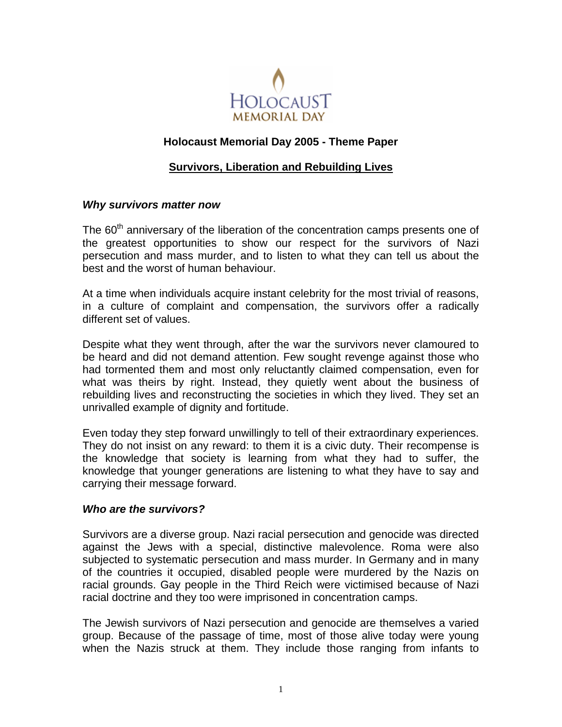# Holocaust Memorial Day 2005 - Theme Paper

## Survivors, Liberation and Rebuilding Lives

### *Why survivors matter now*

The 60th anniversary of the liberation of the concentration camps presents one of the greatest opportunities to show our respect for the survivors of Nazi persecution and mass murder, and to listen to what they can tell us about the best and the worst of human behaviour.

At a time when individuals acquire instant celebrity for the most trivial of reasons, in a culture of complaint and compensation, the survivors offer a radically different set of values.

Despite what they went through, after the war the survivors never clamoured to be heard and did not demand attention. Few sought revenge against those who had tormented them and most only reluctantly claimed compensation, even for what was theirs by right. Instead, they quietly went about the business of rebuilding lives and reconstructing the societies in which they lived. They set an unrivalled example of dignity and fortitude.

Even today they step forward unwillingly to tell of their extraordinary experiences. They do not insist on any reward: to them it is a civic duty. Their recompense is the knowledge that society is learning from what they had to suffer, the knowledge that younger generations are listening to what they have to say and carrying their message forward.

### *Who are the survivors?*

Survivors are a diverse group. Nazi racial persecution and genocide was directed against the Jews with a special, distinctive malevolence. Roma were also subjected to systematic persecution and mass murder. In Germany and in many of the countries it occupied, disabled people were murdered by the Nazis on racial grounds. Gay people in the Third Reich were victimised because of Nazi racial doctrine and they too were imprisoned in concentration camps.

The Jewish survivors of Nazi persecution and genocide are themselves a varied group. Because of the passage of time, most of those alive today were young when the Nazis struck at them. They include those ranging from infants to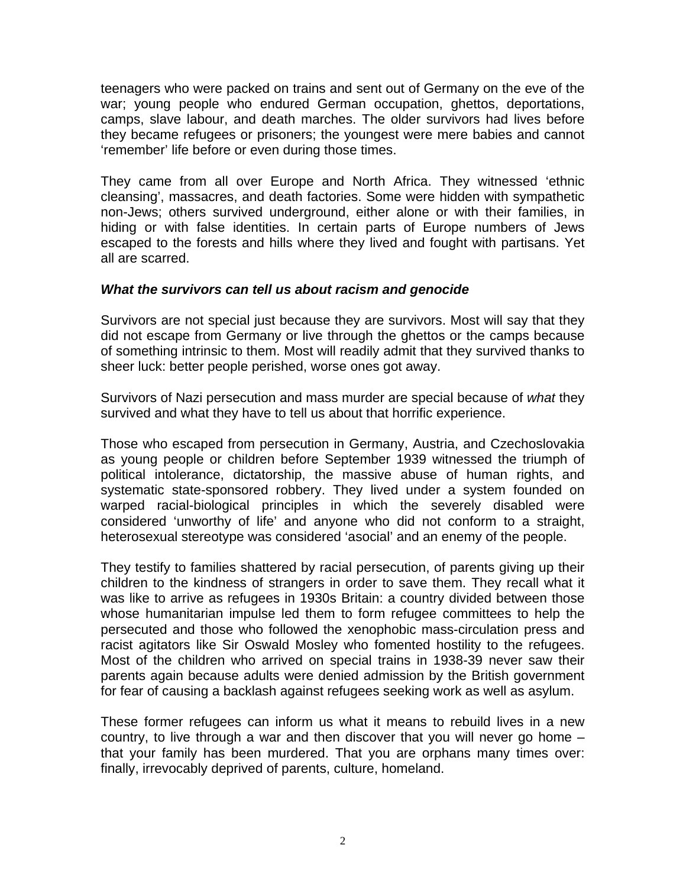teenagers who were packed on trains and sent out of Germany on the eve of the war; young people who endured German occupation, ghettos, deportations, camps, slave labour, and death marches. The older survivors had lives before they became refugees or prisoners; the youngest were mere babies and cannot 'remember' life before or even during those times.

They came from all over Europe and North Africa. They witnessed 'ethnic cleansing', massacres, and death factories. Some were hidden with sympathetic non-Jews; others survived underground, either alone or with their families, in hiding or with false identities. In certain parts of Europe numbers of Jews escaped to the forests and hills where they lived and fought with partisans. Yet all are scarred.

### ***What the survivors can tell us about racism and genocide***

Survivors are not special just because they are survivors. Most will say that they did not escape from Germany or live through the ghettos or the camps because of something intrinsic to them. Most will readily admit that they survived thanks to sheer luck: better people perished, worse ones got away.

Survivors of Nazi persecution and mass murder are special because of *what* they survived and what they have to tell us about that horrific experience.

Those who escaped from persecution in Germany, Austria, and Czechoslovakia as young people or children before September 1939 witnessed the triumph of political intolerance, dictatorship, the massive abuse of human rights, and systematic state-sponsored robbery. They lived under a system founded on warped racial-biological principles in which the severely disabled were considered 'unworthy of life' and anyone who did not conform to a straight, heterosexual stereotype was considered 'asocial' and an enemy of the people.

They testify to families shattered by racial persecution, of parents giving up their children to the kindness of strangers in order to save them. They recall what it was like to arrive as refugees in 1930s Britain: a country divided between those whose humanitarian impulse led them to form refugee committees to help the persecuted and those who followed the xenophobic mass-circulation press and racist agitators like Sir Oswald Mosley who fomented hostility to the refugees. Most of the children who arrived on special trains in 1938-39 never saw their parents again because adults were denied admission by the British government for fear of causing a backlash against refugees seeking work as well as asylum.

These former refugees can inform us what it means to rebuild lives in a new country, to live through a war and then discover that you will never go home – that your family has been murdered. That you are orphans many times over: finally, irrevocably deprived of parents, culture, homeland.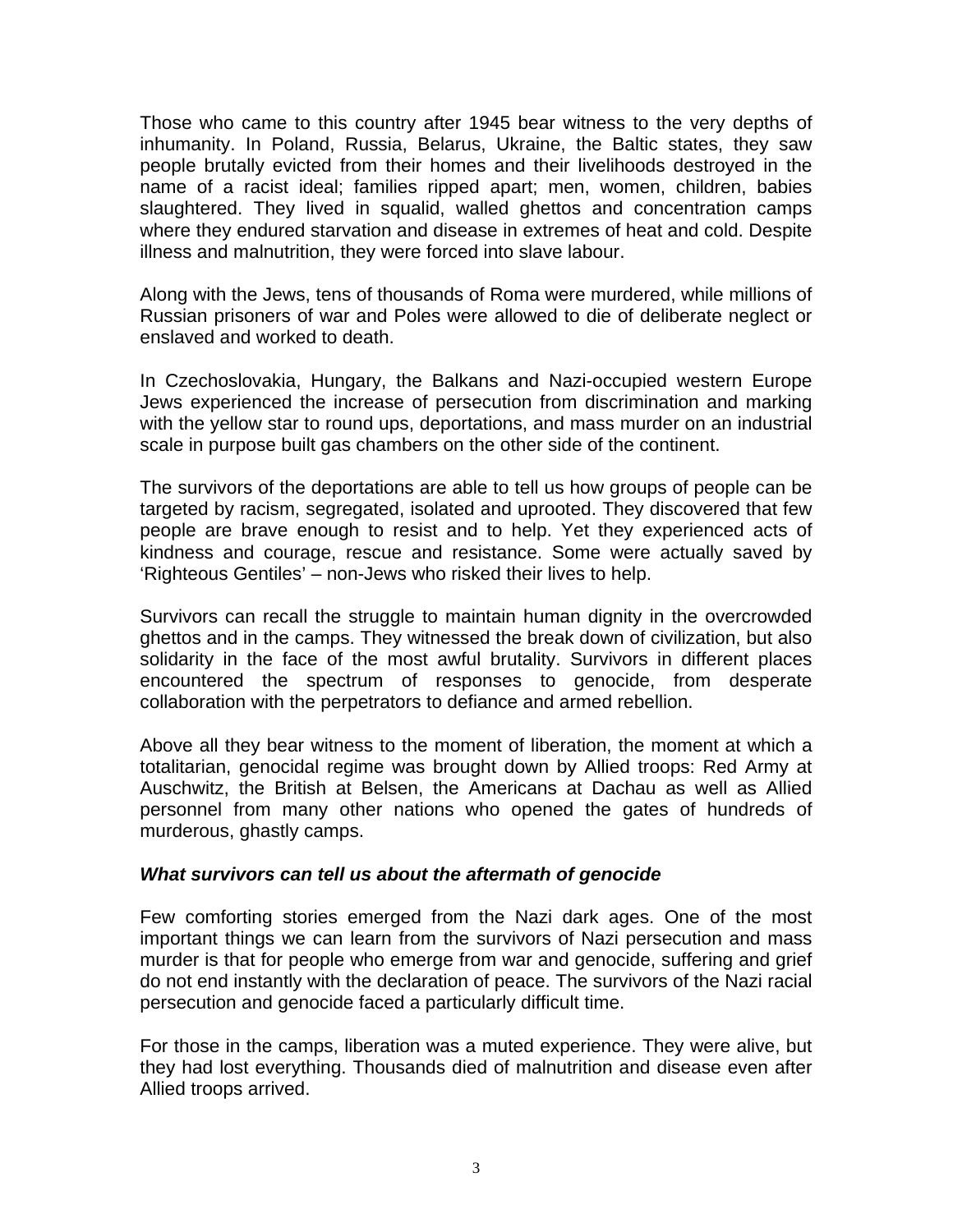Those who came to this country after 1945 bear witness to the very depths of inhumanity. In Poland, Russia, Belarus, Ukraine, the Baltic states, they saw people brutally evicted from their homes and their livelihoods destroyed in the name of a racist ideal; families ripped apart; men, women, children, babies slaughtered. They lived in squalid, walled ghettos and concentration camps where they endured starvation and disease in extremes of heat and cold. Despite illness and malnutrition, they were forced into slave labour.

Along with the Jews, tens of thousands of Roma were murdered, while millions of Russian prisoners of war and Poles were allowed to die of deliberate neglect or enslaved and worked to death.

In Czechoslovakia, Hungary, the Balkans and Nazi-occupied western Europe Jews experienced the increase of persecution from discrimination and marking with the yellow star to round ups, deportations, and mass murder on an industrial scale in purpose built gas chambers on the other side of the continent.

The survivors of the deportations are able to tell us how groups of people can be targeted by racism, segregated, isolated and uprooted. They discovered that few people are brave enough to resist and to help. Yet they experienced acts of kindness and courage, rescue and resistance. Some were actually saved by 'Righteous Gentiles' – non-Jews who risked their lives to help.

Survivors can recall the struggle to maintain human dignity in the overcrowded ghettos and in the camps. They witnessed the break down of civilization, but also solidarity in the face of the most awful brutality. Survivors in different places encountered the spectrum of responses to genocide, from desperate collaboration with the perpetrators to defiance and armed rebellion.

Above all they bear witness to the moment of liberation, the moment at which a totalitarian, genocidal regime was brought down by Allied troops: Red Army at Auschwitz, the British at Belsen, the Americans at Dachau as well as Allied personnel from many other nations who opened the gates of hundreds of murderous, ghastly camps.

***What survivors can tell us about the aftermath of genocide***

Few comforting stories emerged from the Nazi dark ages. One of the most important things we can learn from the survivors of Nazi persecution and mass murder is that for people who emerge from war and genocide, suffering and grief do not end instantly with the declaration of peace. The survivors of the Nazi racial persecution and genocide faced a particularly difficult time.

For those in the camps, liberation was a muted experience. They were alive, but they had lost everything. Thousands died of malnutrition and disease even after Allied troops arrived.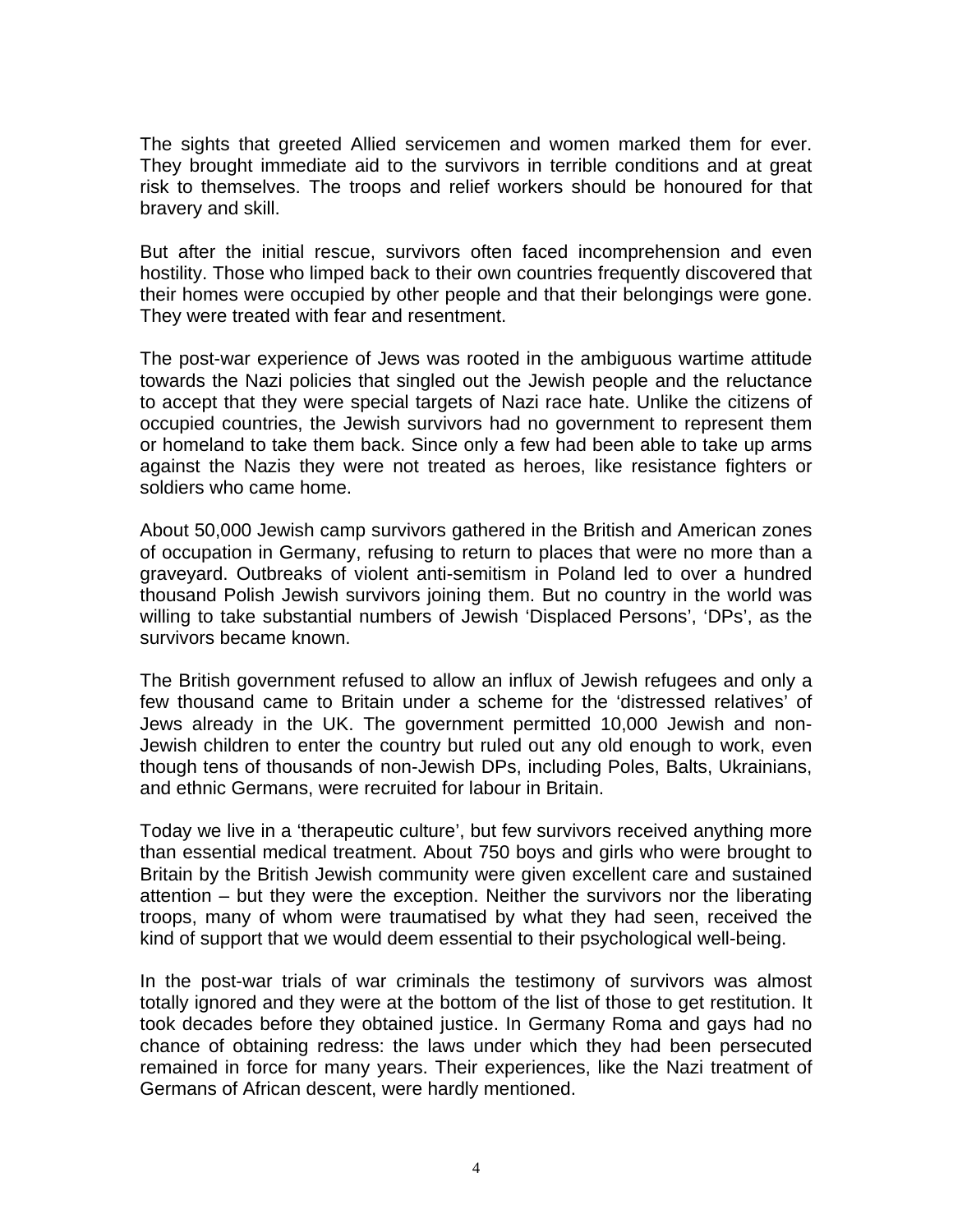The sights that greeted Allied servicemen and women marked them for ever. They brought immediate aid to the survivors in terrible conditions and at great risk to themselves. The troops and relief workers should be honoured for that bravery and skill.

But after the initial rescue, survivors often faced incomprehension and even hostility. Those who limped back to their own countries frequently discovered that their homes were occupied by other people and that their belongings were gone. They were treated with fear and resentment.

The post-war experience of Jews was rooted in the ambiguous wartime attitude towards the Nazi policies that singled out the Jewish people and the reluctance to accept that they were special targets of Nazi race hate. Unlike the citizens of occupied countries, the Jewish survivors had no government to represent them or homeland to take them back. Since only a few had been able to take up arms against the Nazis they were not treated as heroes, like resistance fighters or soldiers who came home.

About 50,000 Jewish camp survivors gathered in the British and American zones of occupation in Germany, refusing to return to places that were no more than a graveyard. Outbreaks of violent anti-semitism in Poland led to over a hundred thousand Polish Jewish survivors joining them. But no country in the world was willing to take substantial numbers of Jewish 'Displaced Persons', 'DPs', as the survivors became known.

The British government refused to allow an influx of Jewish refugees and only a few thousand came to Britain under a scheme for the 'distressed relatives' of Jews already in the UK. The government permitted 10,000 Jewish and non-Jewish children to enter the country but ruled out any old enough to work, even though tens of thousands of non-Jewish DPs, including Poles, Balts, Ukrainians, and ethnic Germans, were recruited for labour in Britain.

Today we live in a 'therapeutic culture', but few survivors received anything more than essential medical treatment. About 750 boys and girls who were brought to Britain by the British Jewish community were given excellent care and sustained attention – but they were the exception. Neither the survivors nor the liberating troops, many of whom were traumatised by what they had seen, received the kind of support that we would deem essential to their psychological well-being.

In the post-war trials of war criminals the testimony of survivors was almost totally ignored and they were at the bottom of the list of those to get restitution. It took decades before they obtained justice. In Germany Roma and gays had no chance of obtaining redress: the laws under which they had been persecuted remained in force for many years. Their experiences, like the Nazi treatment of Germans of African descent, were hardly mentioned.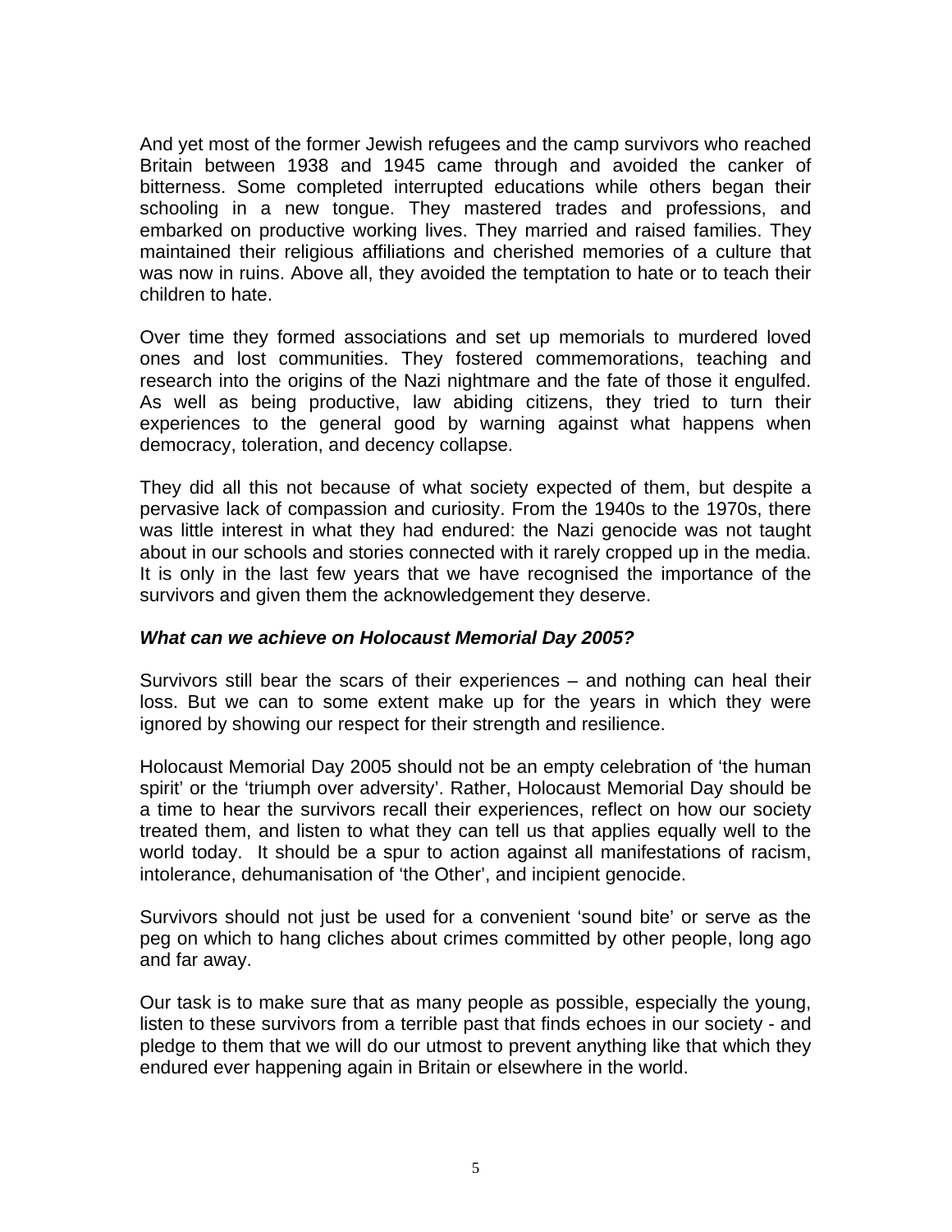And yet most of the former Jewish refugees and the camp survivors who reached Britain between 1938 and 1945 came through and avoided the canker of bitterness. Some completed interrupted educations while others began their schooling in a new tongue. They mastered trades and professions, and embarked on productive working lives. They married and raised families. They maintained their religious affiliations and cherished memories of a culture that was now in ruins. Above all, they avoided the temptation to hate or to teach their children to hate.

Over time they formed associations and set up memorials to murdered loved ones and lost communities. They fostered commemorations, teaching and research into the origins of the Nazi nightmare and the fate of those it engulfed. As well as being productive, law abiding citizens, they tried to turn their experiences to the general good by warning against what happens when democracy, toleration, and decency collapse.

They did all this not because of what society expected of them, but despite a pervasive lack of compassion and curiosity. From the 1940s to the 1970s, there was little interest in what they had endured: the Nazi genocide was not taught about in our schools and stories connected with it rarely cropped up in the media. It is only in the last few years that we have recognised the importance of the survivors and given them the acknowledgement they deserve.

***What can we achieve on Holocaust Memorial Day 2005?***

Survivors still bear the scars of their experiences – and nothing can heal their loss. But we can to some extent make up for the years in which they were ignored by showing our respect for their strength and resilience.

Holocaust Memorial Day 2005 should not be an empty celebration of 'the human spirit' or the 'triumph over adversity'. Rather, Holocaust Memorial Day should be a time to hear the survivors recall their experiences, reflect on how our society treated them, and listen to what they can tell us that applies equally well to the world today. It should be a spur to action against all manifestations of racism, intolerance, dehumanisation of 'the Other', and incipient genocide.

Survivors should not just be used for a convenient 'sound bite' or serve as the peg on which to hang cliches about crimes committed by other people, long ago and far away.

Our task is to make sure that as many people as possible, especially the young, listen to these survivors from a terrible past that finds echoes in our society - and pledge to them that we will do our utmost to prevent anything like that which they endured ever happening again in Britain or elsewhere in the world.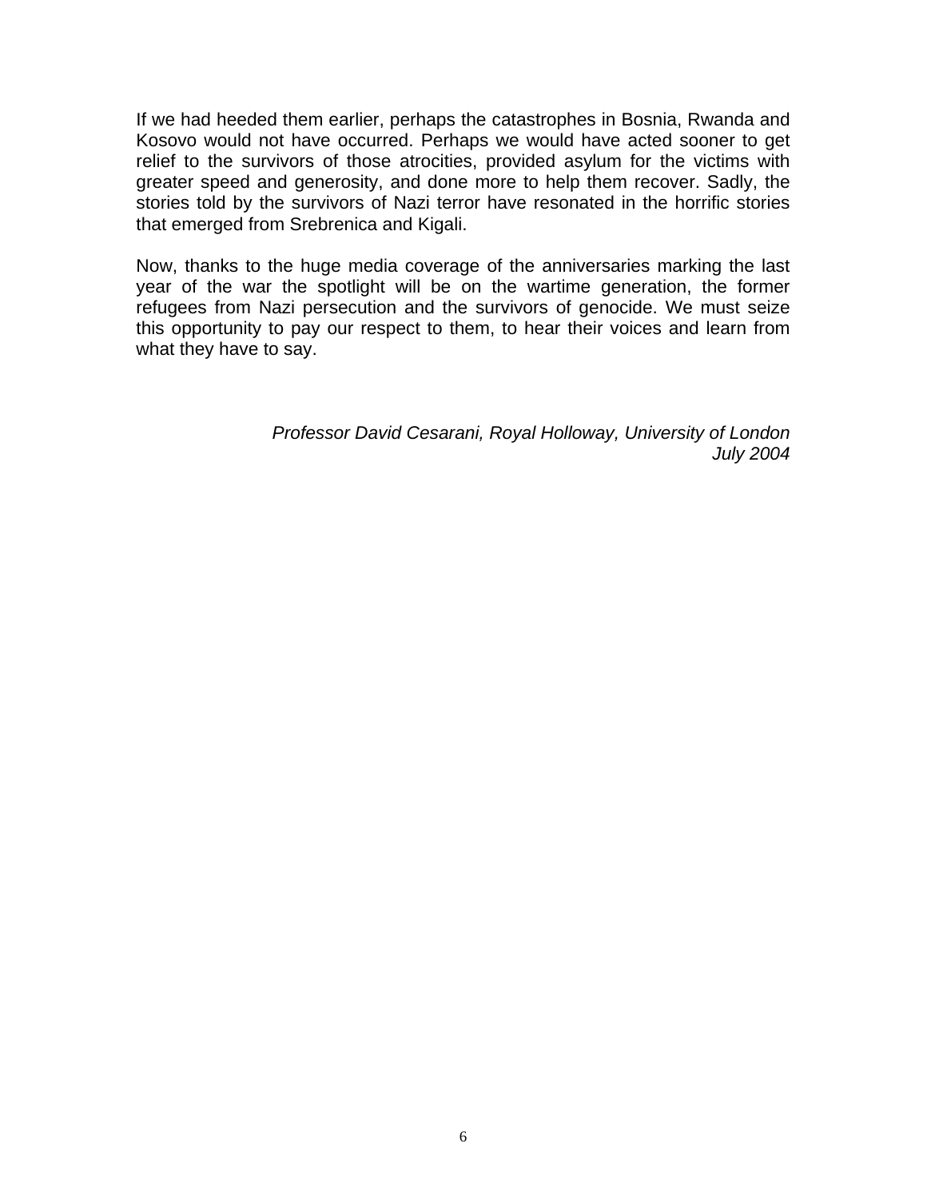If we had heeded them earlier, perhaps the catastrophes in Bosnia, Rwanda and Kosovo would not have occurred. Perhaps we would have acted sooner to get relief to the survivors of those atrocities, provided asylum for the victims with greater speed and generosity, and done more to help them recover. Sadly, the stories told by the survivors of Nazi terror have resonated in the horrific stories that emerged from Srebrenica and Kigali.

Now, thanks to the huge media coverage of the anniversaries marking the last year of the war the spotlight will be on the wartime generation, the former refugees from Nazi persecution and the survivors of genocide. We must seize this opportunity to pay our respect to them, to hear their voices and learn from what they have to say.

*Professor David Cesarani, Royal Holloway, University of London*
*July 2004*